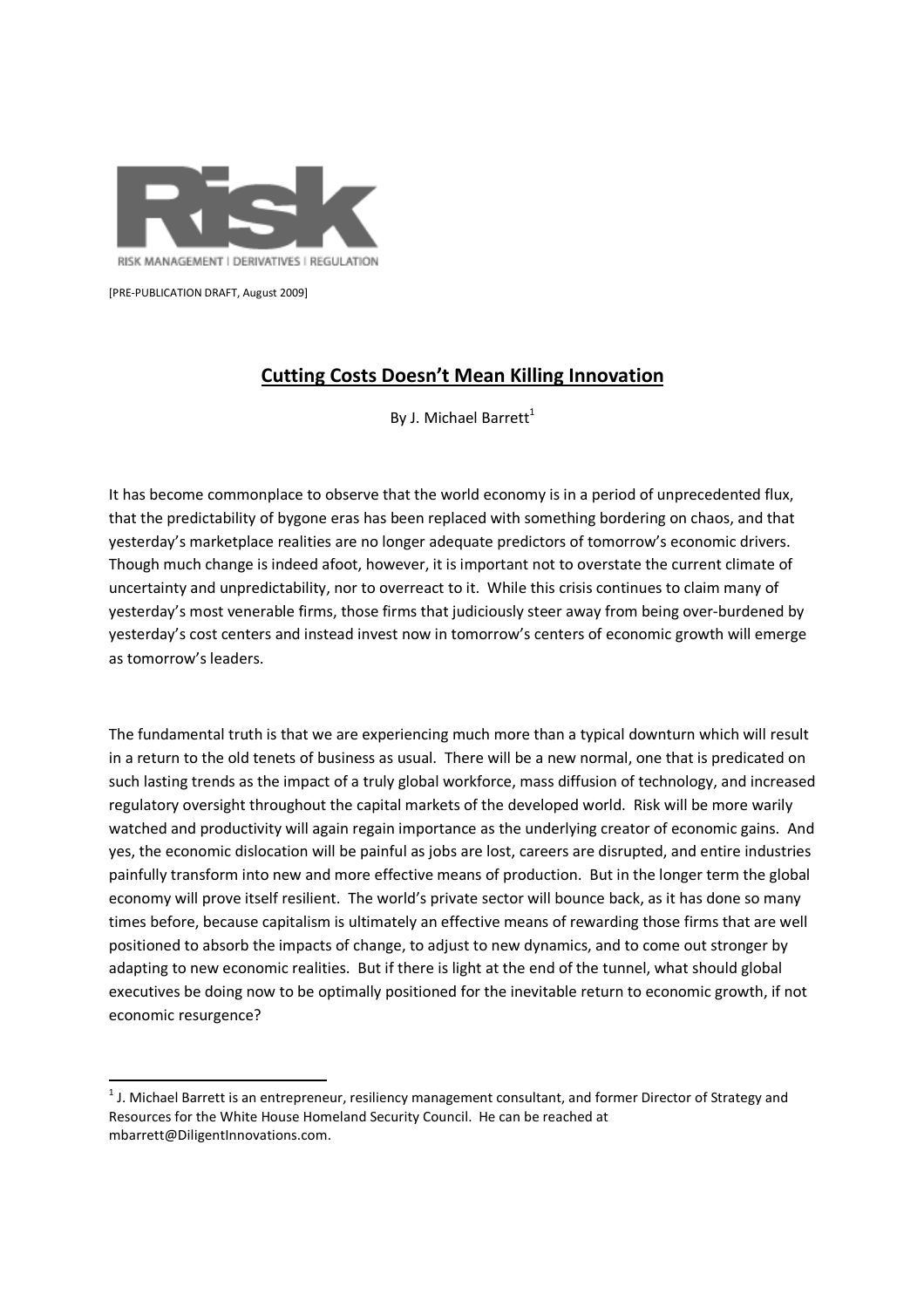Risk

RISK MANAGEMENT | DERIVATIVES | REGULATION

[PRE-PUBLICATION DRAFT, August 2009]

# Cutting Costs Doesn't Mean Killing Innovation

By J. Michael Barrett[1]

It has become commonplace to observe that the world economy is in a period of unprecedented flux, that the predictability of bygone eras has been replaced with something bordering on chaos, and that yesterday's marketplace realities are no longer adequate predictors of tomorrow's economic drivers. Though much change is indeed afoot, however, it is important not to overstate the current climate of uncertainty and unpredictability, nor to overreact to it. While this crisis continues to claim many of yesterday's most venerable firms, those firms that judiciously steer away from being over-burdened by yesterday's cost centers and instead invest now in tomorrow's centers of economic growth will emerge as tomorrow's leaders.

The fundamental truth is that we are experiencing much more than a typical downturn which will result in a return to the old tenets of business as usual. There will be a new normal, one that is predicated on such lasting trends as the impact of a truly global workforce, mass diffusion of technology, and increased regulatory oversight throughout the capital markets of the developed world. Risk will be more warily watched and productivity will again regain importance as the underlying creator of economic gains. And yes, the economic dislocation will be painful as jobs are lost, careers are disrupted, and entire industries painfully transform into new and more effective means of production. But in the longer term the global economy will prove itself resilient. The world's private sector will bounce back, as it has done so many times before, because capitalism is ultimately an effective means of rewarding those firms that are well positioned to absorb the impacts of change, to adjust to new dynamics, and to come out stronger by adapting to new economic realities. But if there is light at the end of the tunnel, what should global executives be doing now to be optimally positioned for the inevitable return to economic growth, if not economic resurgence?

[1] J. Michael Barrett is an entrepreneur, resiliency management consultant, and former Director of Strategy and Resources for the White House Homeland Security Council. He can be reached at mbarrett@DiligentInnovations.com.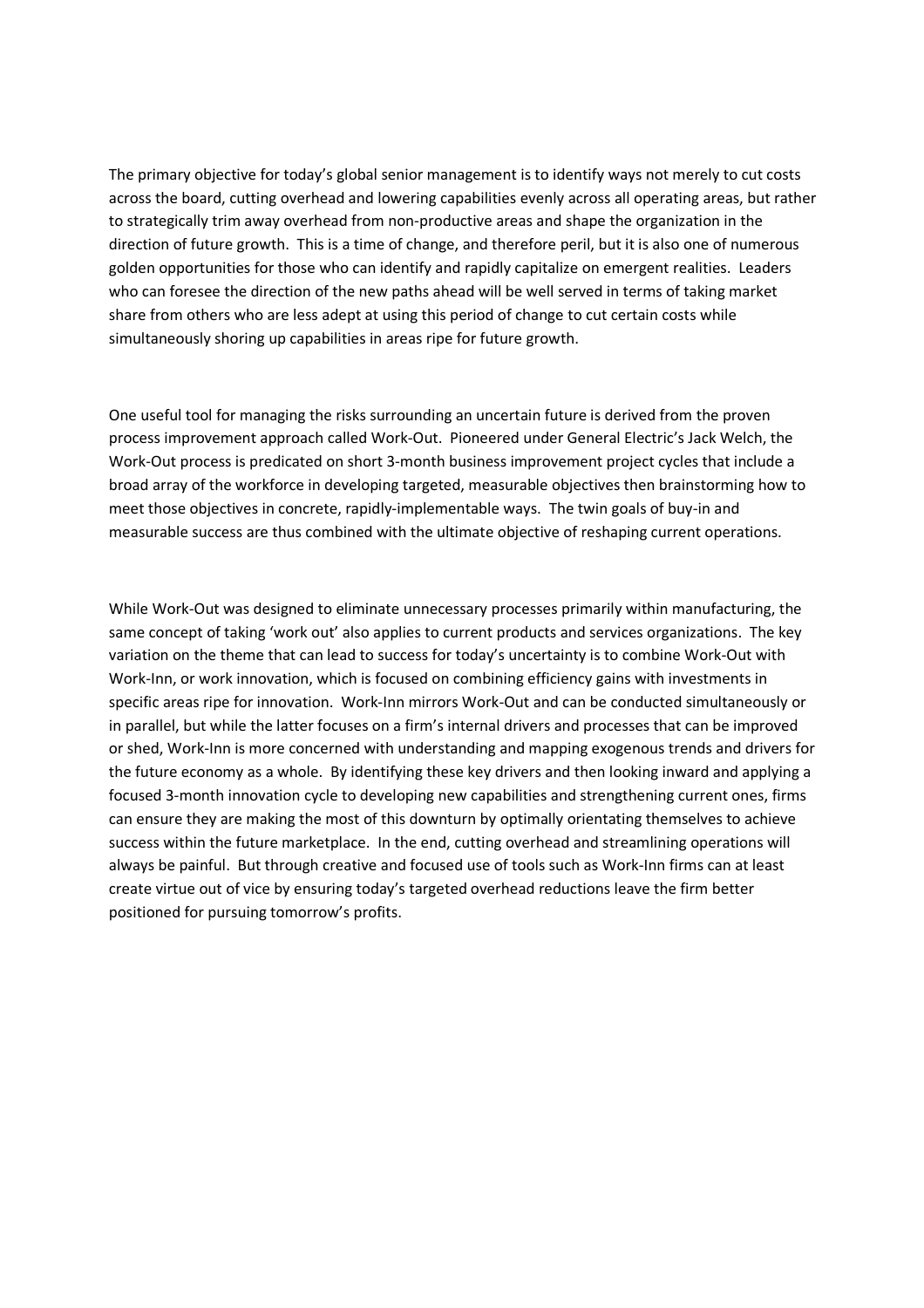The primary objective for today's global senior management is to identify ways not merely to cut costs across the board, cutting overhead and lowering capabilities evenly across all operating areas, but rather to strategically trim away overhead from non-productive areas and shape the organization in the direction of future growth. This is a time of change, and therefore peril, but it is also one of numerous golden opportunities for those who can identify and rapidly capitalize on emergent realities. Leaders who can foresee the direction of the new paths ahead will be well served in terms of taking market share from others who are less adept at using this period of change to cut certain costs while simultaneously shoring up capabilities in areas ripe for future growth.

One useful tool for managing the risks surrounding an uncertain future is derived from the proven process improvement approach called Work-Out. Pioneered under General Electric's Jack Welch, the Work-Out process is predicated on short 3-month business improvement project cycles that include a broad array of the workforce in developing targeted, measurable objectives then brainstorming how to meet those objectives in concrete, rapidly-implementable ways. The twin goals of buy-in and measurable success are thus combined with the ultimate objective of reshaping current operations.

While Work-Out was designed to eliminate unnecessary processes primarily within manufacturing, the same concept of taking 'work out' also applies to current products and services organizations. The key variation on the theme that can lead to success for today's uncertainty is to combine Work-Out with Work-Inn, or work innovation, which is focused on combining efficiency gains with investments in specific areas ripe for innovation. Work-Inn mirrors Work-Out and can be conducted simultaneously or in parallel, but while the latter focuses on a firm's internal drivers and processes that can be improved or shed, Work-Inn is more concerned with understanding and mapping exogenous trends and drivers for the future economy as a whole. By identifying these key drivers and then looking inward and applying a focused 3-month innovation cycle to developing new capabilities and strengthening current ones, firms can ensure they are making the most of this downturn by optimally orientating themselves to achieve success within the future marketplace. In the end, cutting overhead and streamlining operations will always be painful. But through creative and focused use of tools such as Work-Inn firms can at least create virtue out of vice by ensuring today's targeted overhead reductions leave the firm better positioned for pursuing tomorrow's profits.